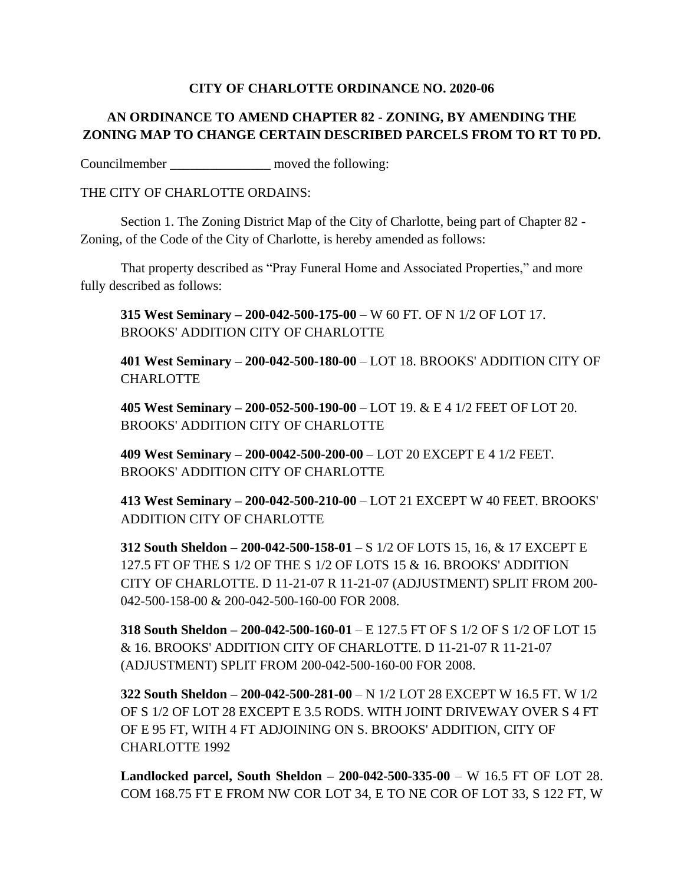**CITY OF CHARLOTTE ORDINANCE NO. 2020-06**

**AN ORDINANCE TO AMEND CHAPTER 82 - ZONING, BY AMENDING THE ZONING MAP TO CHANGE CERTAIN DESCRIBED PARCELS FROM TO RT T0 PD.**

Councilmember _______________ moved the following:

THE CITY OF CHARLOTTE ORDAINS:

Section 1. The Zoning District Map of the City of Charlotte, being part of Chapter 82 - Zoning, of the Code of the City of Charlotte, is hereby amended as follows:

That property described as "Pray Funeral Home and Associated Properties," and more fully described as follows:

**315 West Seminary – 200-042-500-175-00** – W 60 FT. OF N 1/2 OF LOT 17. BROOKS' ADDITION CITY OF CHARLOTTE

**401 West Seminary – 200-042-500-180-00** – LOT 18. BROOKS' ADDITION CITY OF CHARLOTTE

**405 West Seminary – 200-052-500-190-00** – LOT 19. & E 4 1/2 FEET OF LOT 20. BROOKS' ADDITION CITY OF CHARLOTTE

**409 West Seminary – 200-0042-500-200-00** – LOT 20 EXCEPT E 4 1/2 FEET. BROOKS' ADDITION CITY OF CHARLOTTE

**413 West Seminary – 200-042-500-210-00** – LOT 21 EXCEPT W 40 FEET. BROOKS' ADDITION CITY OF CHARLOTTE

**312 South Sheldon – 200-042-500-158-01** – S 1/2 OF LOTS 15, 16, & 17 EXCEPT E 127.5 FT OF THE S 1/2 OF THE S 1/2 OF LOTS 15 & 16. BROOKS' ADDITION CITY OF CHARLOTTE. D 11-21-07 R 11-21-07 (ADJUSTMENT) SPLIT FROM 200-042-500-158-00 & 200-042-500-160-00 FOR 2008.

**318 South Sheldon – 200-042-500-160-01** – E 127.5 FT OF S 1/2 OF S 1/2 OF LOT 15 & 16. BROOKS' ADDITION CITY OF CHARLOTTE. D 11-21-07 R 11-21-07 (ADJUSTMENT) SPLIT FROM 200-042-500-160-00 FOR 2008.

**322 South Sheldon – 200-042-500-281-00** – N 1/2 LOT 28 EXCEPT W 16.5 FT. W 1/2 OF S 1/2 OF LOT 28 EXCEPT E 3.5 RODS. WITH JOINT DRIVEWAY OVER S 4 FT OF E 95 FT, WITH 4 FT ADJOINING ON S. BROOKS' ADDITION, CITY OF CHARLOTTE 1992

**Landlocked parcel, South Sheldon – 200-042-500-335-00** – W 16.5 FT OF LOT 28. COM 168.75 FT E FROM NW COR LOT 34, E TO NE COR OF LOT 33, S 122 FT, W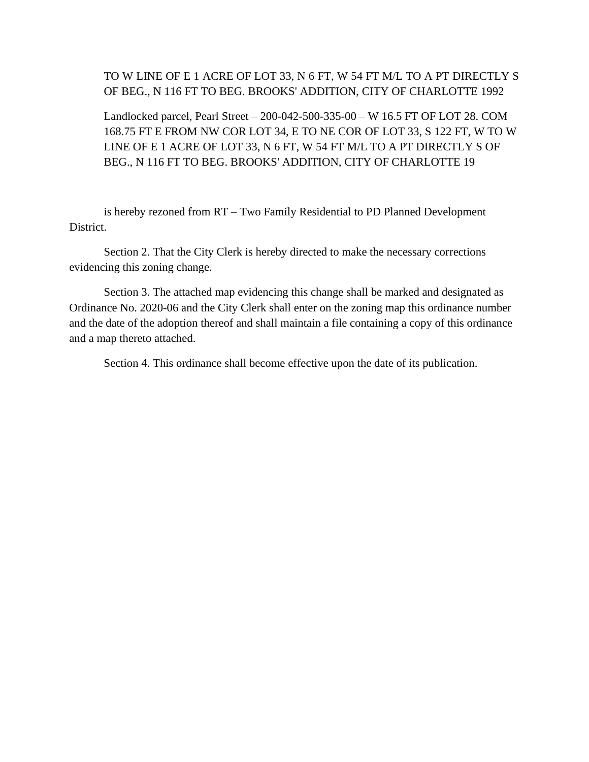TO W LINE OF E 1 ACRE OF LOT 33, N 6 FT, W 54 FT M/L TO A PT DIRECTLY S OF BEG., N 116 FT TO BEG. BROOKS' ADDITION, CITY OF CHARLOTTE 1992

Landlocked parcel, Pearl Street – 200-042-500-335-00 – W 16.5 FT OF LOT 28. COM 168.75 FT E FROM NW COR LOT 34, E TO NE COR OF LOT 33, S 122 FT, W TO W LINE OF E 1 ACRE OF LOT 33, N 6 FT, W 54 FT M/L TO A PT DIRECTLY S OF BEG., N 116 FT TO BEG. BROOKS' ADDITION, CITY OF CHARLOTTE 19

is hereby rezoned from RT – Two Family Residential to PD Planned Development District.

Section 2. That the City Clerk is hereby directed to make the necessary corrections evidencing this zoning change.

Section 3. The attached map evidencing this change shall be marked and designated as Ordinance No. 2020-06 and the City Clerk shall enter on the zoning map this ordinance number and the date of the adoption thereof and shall maintain a file containing a copy of this ordinance and a map thereto attached.

Section 4. This ordinance shall become effective upon the date of its publication.